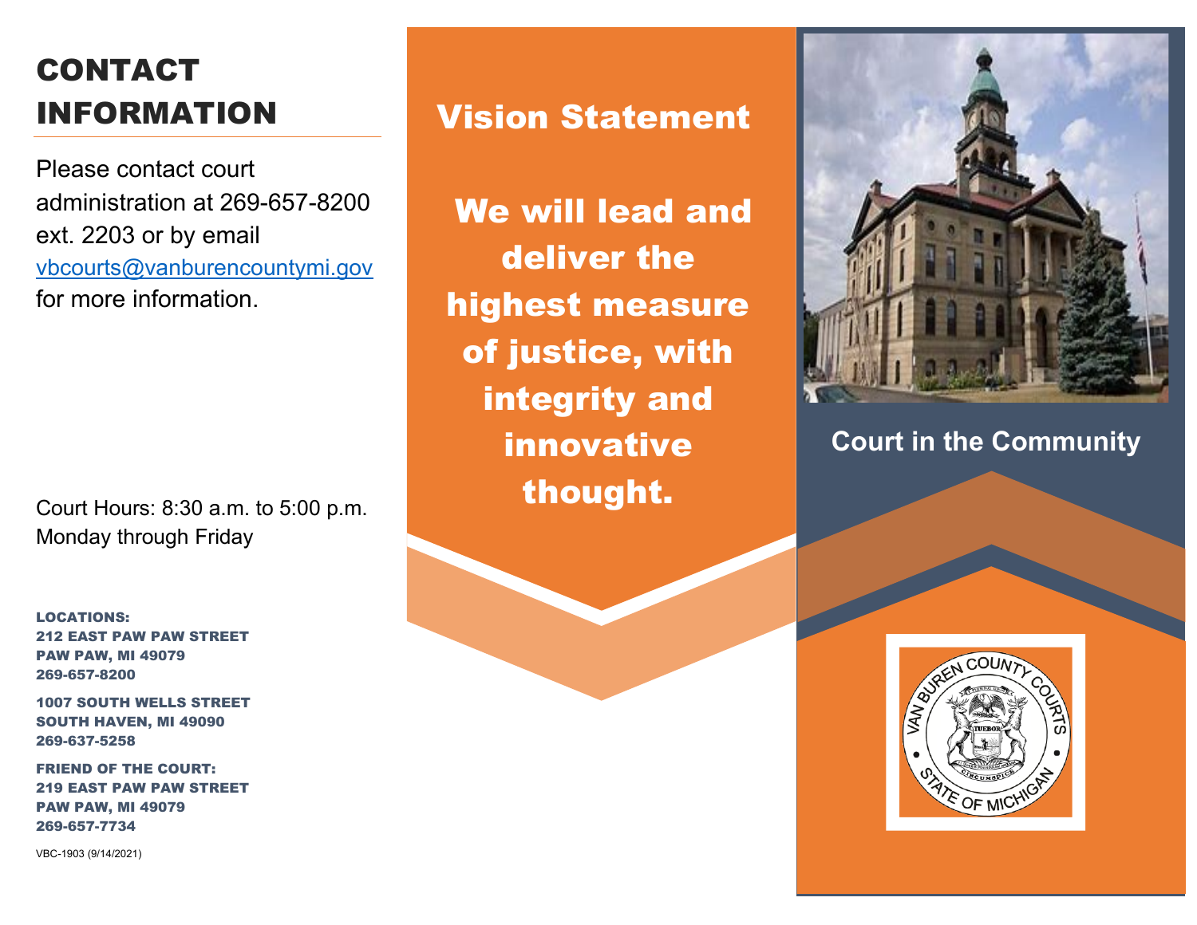# CONTACT INFORMATION

Please contact court administration at 269-657-8200 ext. 2203 or by email vbcourts@vanburencountymi.gov for more information.

Court Hours: 8:30 a.m. to 5:00 p.m. Monday through Friday

**LOCATIONS:**
**212 EAST PAW PAW STREET**
**PAW PAW, MI 49079**
**269-657-8200**

**1007 SOUTH WELLS STREET**
**SOUTH HAVEN, MI 49090**
**269-637-5258**

**FRIEND OF THE COURT:**
**219 EAST PAW PAW STREET**
**PAW PAW, MI 49079**
**269-657-7734**

VBC-1903 (9/14/2021)

## Vision Statement

**We will lead and deliver the highest measure of justice, with integrity and innovative thought.**

## Court in the Community

VAN BUREN COUNTY COURTS
STATE OF MICHIGAN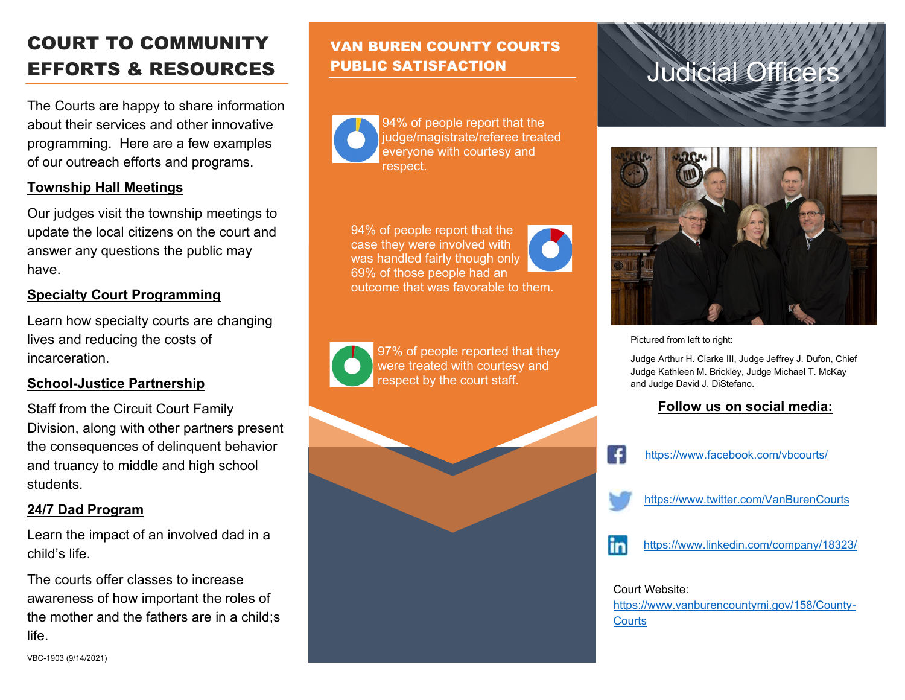# COURT TO COMMUNITY EFFORTS & RESOURCES

The Courts are happy to share information about their services and other innovative programming. Here are a few examples of our outreach efforts and programs.

## Township Hall Meetings

Our judges visit the township meetings to update the local citizens on the court and answer any questions the public may have.

## Specialty Court Programming

Learn how specialty courts are changing lives and reducing the costs of incarceration.

## School-Justice Partnership

Staff from the Circuit Court Family Division, along with other partners present the consequences of delinquent behavior and truancy to middle and high school students.

## 24/7 Dad Program

Learn the impact of an involved dad in a child's life.

The courts offer classes to increase awareness of how important the roles of the mother and the fathers are in a child;s life.

VBC-1903 (9/14/2021)

# VAN BUREN COUNTY COURTS PUBLIC SATISFACTION

94% of people report that the judge/magistrate/referee treated everyone with courtesy and respect.

94% of people report that the case they were involved with was handled fairly though only 69% of those people had an outcome that was favorable to them.

97% of people reported that they were treated with courtesy and respect by the court staff.

# Judicial Officers

Pictured from left to right:

Judge Arthur H. Clarke III, Judge Jeffrey J. Dufon, Chief Judge Kathleen M. Brickley, Judge Michael T. McKay and Judge David J. DiStefano.

## Follow us on social media:

https://www.facebook.com/vbcourts/

https://www.twitter.com/VanBurenCourts

https://www.linkedin.com/company/18323/

Court Website:
https://www.vanburencountymi.gov/158/County-Courts